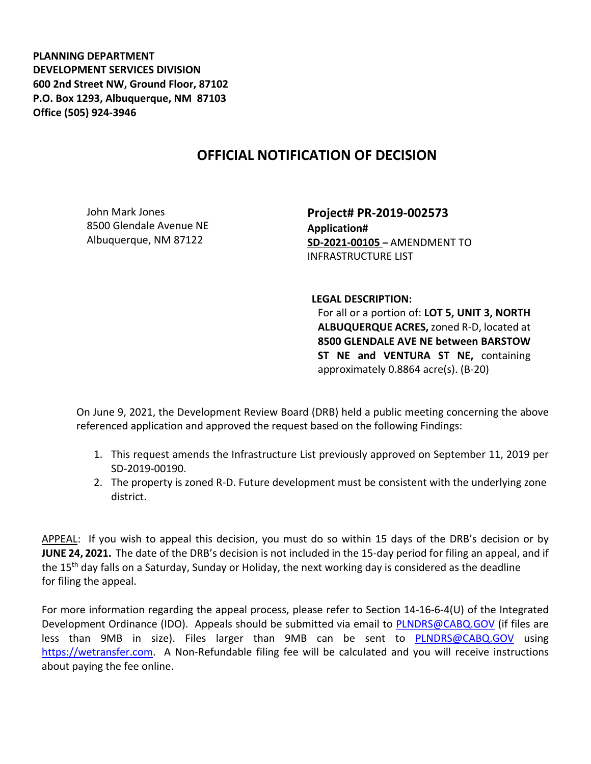**PLANNING DEPARTMENT**
**DEVELOPMENT SERVICES DIVISION**
**600 2nd Street NW, Ground Floor, 87102**
**P.O. Box 1293, Albuquerque, NM 87103**
**Office (505) 924-3946**

# OFFICIAL NOTIFICATION OF DECISION

John Mark Jones
8500 Glendale Avenue NE
Albuquerque, NM 87122

**Project# PR-2019-002573**
**Application#**
**SD-2021-00105 –** AMENDMENT TO INFRASTRUCTURE LIST

**LEGAL DESCRIPTION:**
For all or a portion of: **LOT 5, UNIT 3, NORTH ALBUQUERQUE ACRES,** zoned R-D, located at **8500 GLENDALE AVE NE between BARSTOW ST NE and VENTURA ST NE,** containing approximately 0.8864 acre(s). (B-20)

On June 9, 2021, the Development Review Board (DRB) held a public meeting concerning the above referenced application and approved the request based on the following Findings:

1. This request amends the Infrastructure List previously approved on September 11, 2019 per SD-2019-00190.
2. The property is zoned R-D. Future development must be consistent with the underlying zone district.

APPEAL: If you wish to appeal this decision, you must do so within 15 days of the DRB's decision or by **JUNE 24, 2021.** The date of the DRB's decision is not included in the 15-day period for filing an appeal, and if the 15th day falls on a Saturday, Sunday or Holiday, the next working day is considered as the deadline for filing the appeal.

For more information regarding the appeal process, please refer to Section 14-16-6-4(U) of the Integrated Development Ordinance (IDO). Appeals should be submitted via email to PLNDRS@CABQ.GOV (if files are less than 9MB in size). Files larger than 9MB can be sent to PLNDRS@CABQ.GOV using https://wetransfer.com. A Non-Refundable filing fee will be calculated and you will receive instructions about paying the fee online.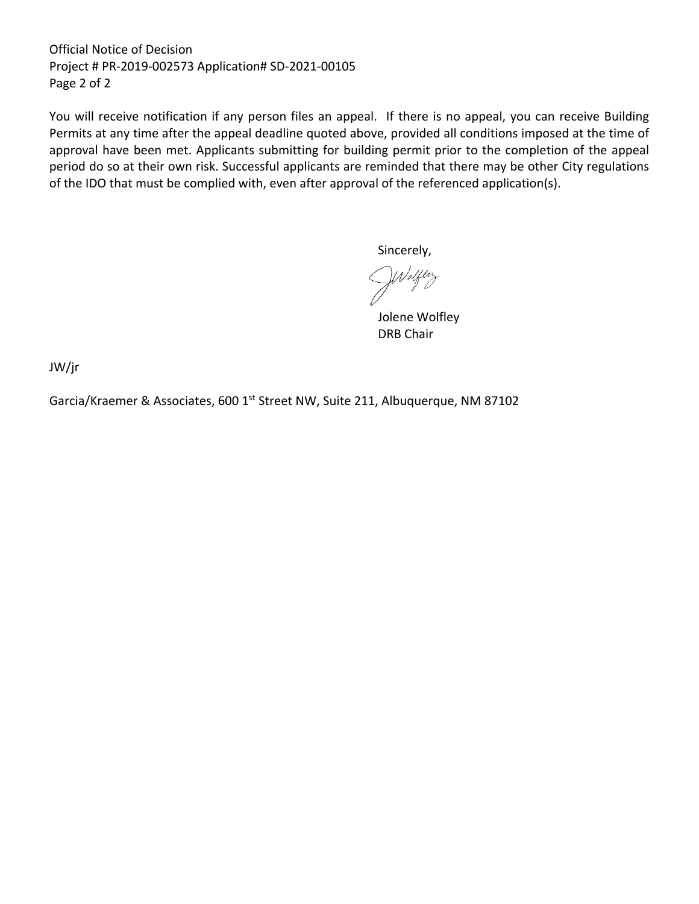You will receive notification if any person files an appeal. If there is no appeal, you can receive Building Permits at any time after the appeal deadline quoted above, provided all conditions imposed at the time of approval have been met. Applicants submitting for building permit prior to the completion of the appeal period do so at their own risk. Successful applicants are reminded that there may be other City regulations of the IDO that must be complied with, even after approval of the referenced application(s).

Sincerely,

Jolene Wolfley
DRB Chair

JW/jr

Garcia/Kraemer & Associates, 600 1st Street NW, Suite 211, Albuquerque, NM 87102